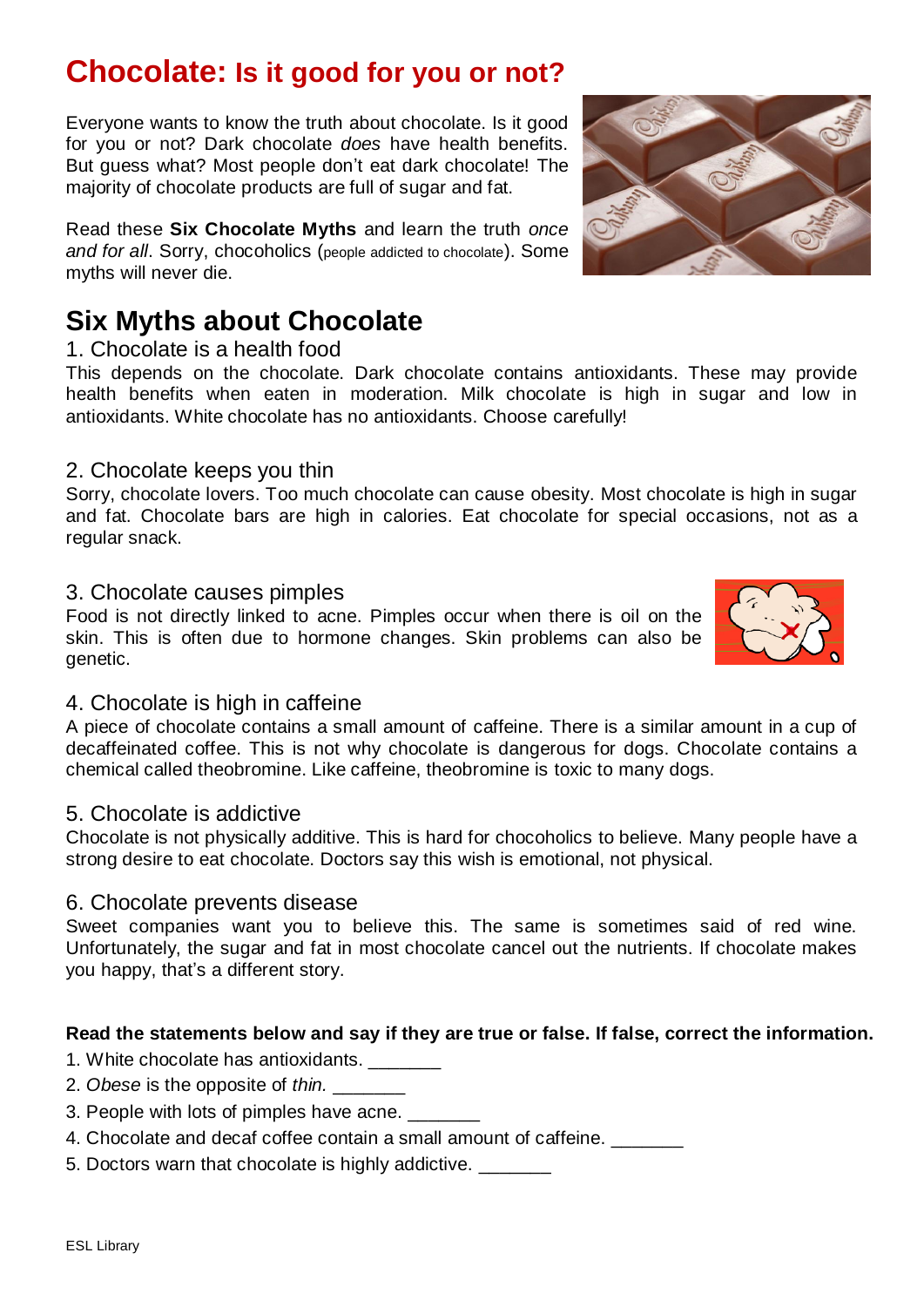# Chocolate: Is it good for you or not?

Everyone wants to know the truth about chocolate. Is it good for you or not? Dark chocolate *does* have health benefits. But guess what? Most people don't eat dark chocolate! The majority of chocolate products are full of sugar and fat.

Read these **Six Chocolate Myths** and learn the truth *once and for all*. Sorry, chocoholics (people addicted to chocolate). Some myths will never die.

## Six Myths about Chocolate

### 1. Chocolate is a health food

This depends on the chocolate. Dark chocolate contains antioxidants. These may provide health benefits when eaten in moderation. Milk chocolate is high in sugar and low in antioxidants. White chocolate has no antioxidants. Choose carefully!

### 2. Chocolate keeps you thin

Sorry, chocolate lovers. Too much chocolate can cause obesity. Most chocolate is high in sugar and fat. Chocolate bars are high in calories. Eat chocolate for special occasions, not as a regular snack.

### 3. Chocolate causes pimples

Food is not directly linked to acne. Pimples occur when there is oil on the skin. This is often due to hormone changes. Skin problems can also be genetic.

### 4. Chocolate is high in caffeine

A piece of chocolate contains a small amount of caffeine. There is a similar amount in a cup of decaffeinated coffee. This is not why chocolate is dangerous for dogs. Chocolate contains a chemical called theobromine. Like caffeine, theobromine is toxic to many dogs.

### 5. Chocolate is addictive

Chocolate is not physically additive. This is hard for chocoholics to believe. Many people have a strong desire to eat chocolate. Doctors say this wish is emotional, not physical.

### 6. Chocolate prevents disease

Sweet companies want you to believe this. The same is sometimes said of red wine. Unfortunately, the sugar and fat in most chocolate cancel out the nutrients. If chocolate makes you happy, that's a different story.

**Read the statements below and say if they are true or false. If false, correct the information.**

1. White chocolate has antioxidants. _______
2. *Obese* is the opposite of *thin.* _______
3. People with lots of pimples have acne. _______
4. Chocolate and decaf coffee contain a small amount of caffeine. _______
5. Doctors warn that chocolate is highly addictive. _______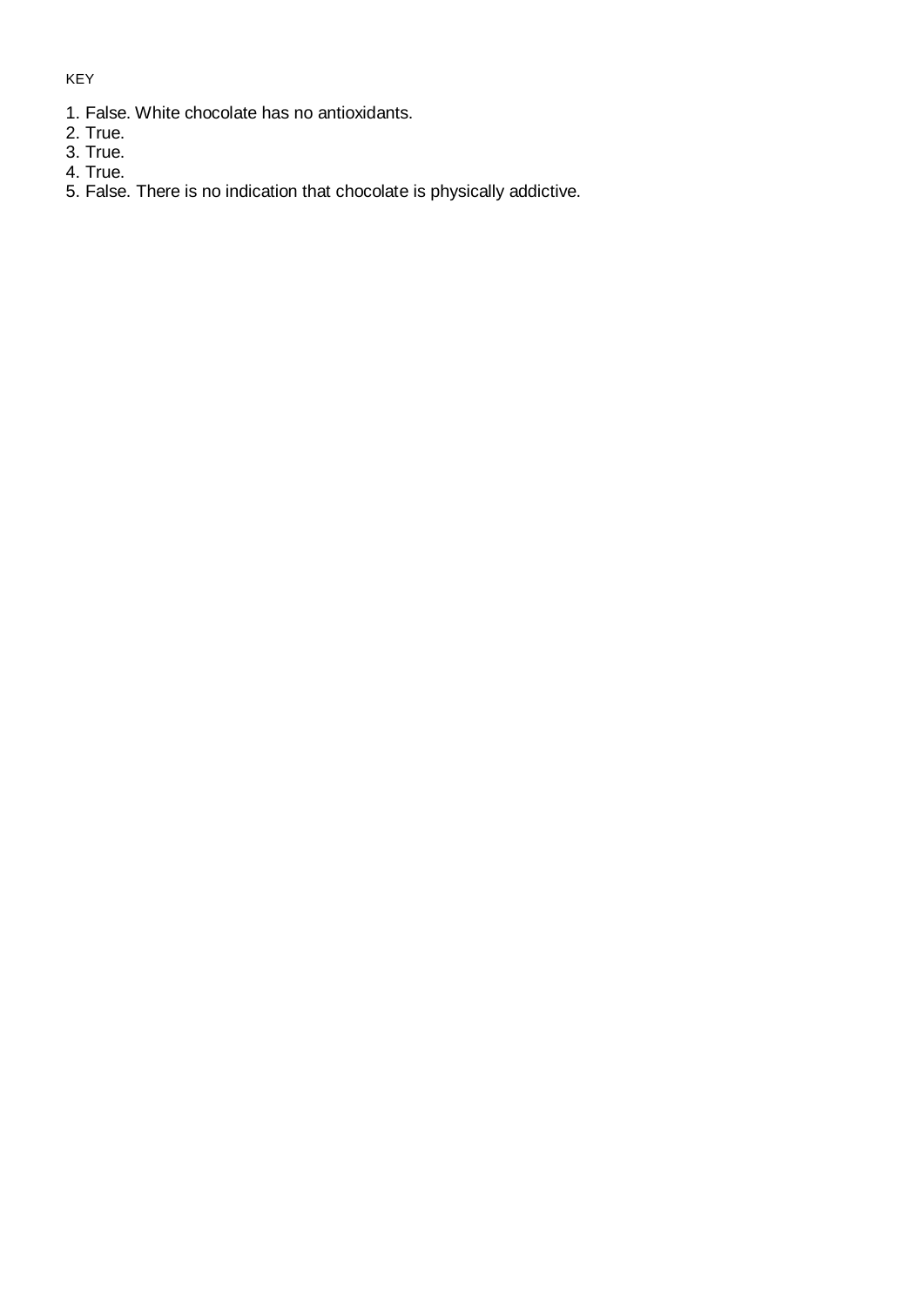KEY

1. False. White chocolate has no antioxidants.
2. True.
3. True.
4. True.
5. False. There is no indication that chocolate is physically addictive.